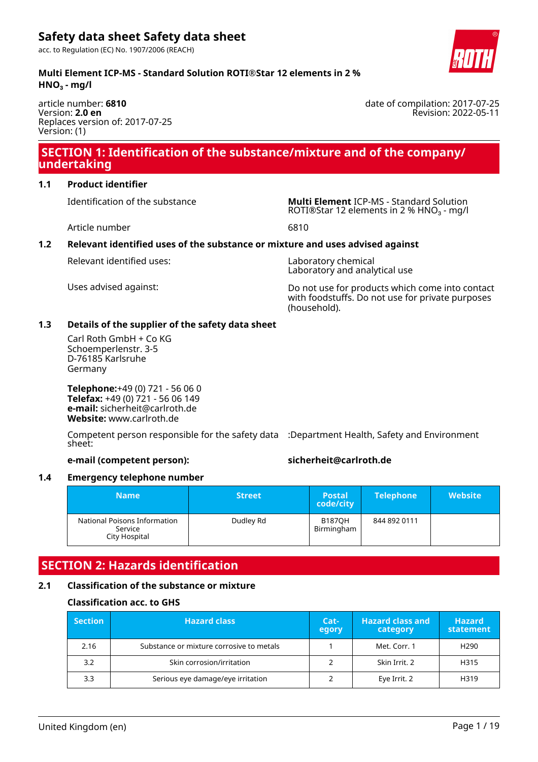# Safety data sheet Safety data sheet

acc. to Regulation (EC) No. 1907/2006 (REACH)

**Multi Element ICP-MS - Standard Solution ROTI®Star 12 elements in 2 % $HNO_3$ - mg/l**

article number: **6810**
Version: **2.0 en**
Replaces version of: 2017-07-25
Version: (1)

date of compilation: 2017-07-25
Revision: 2022-05-11

## SECTION 1: Identification of the substance/mixture and of the company/undertaking

### 1.1 Product identifier

Identification of the substance: **Multi Element** ICP-MS - Standard Solution ROTI®Star 12 elements in 2 % $HNO_3$ - mg/l

Article number: 6810

### 1.2 Relevant identified uses of the substance or mixture and uses advised against

Relevant identified uses: Laboratory chemical
Laboratory and analytical use

Uses advised against: Do not use for products which come into contact with foodstuffs. Do not use for private purposes (household).

### 1.3 Details of the supplier of the safety data sheet

Carl Roth GmbH + Co KG
Schoemperlenstr. 3-5
D-76185 Karlsruhe
Germany

**Telephone:**+49 (0) 721 - 56 06 0
**Telefax:** +49 (0) 721 - 56 06 149
**e-mail:** sicherheit@carlroth.de
**Website:** www.carlroth.de

Competent person responsible for the safety data sheet: :Department Health, Safety and Environment

**e-mail (competent person):** **sicherheit@carlroth.de**

### 1.4 Emergency telephone number

| Name | Street | Postal code/city | Telephone | Website |
|---|---|---|---|---|
| National Poisons Information Service City Hospital | Dudley Rd | B187QH Birmingham | 844 892 0111 | |

## SECTION 2: Hazards identification

### 2.1 Classification of the substance or mixture

#### Classification acc. to GHS

| Section | Hazard class | Category | Hazard class and category | Hazard statement |
|---|---|---|---|---|
| 2.16 | Substance or mixture corrosive to metals | 1 | Met. Corr. 1 | H290 |
| 3.2 | Skin corrosion/irritation | 2 | Skin Irrit. 2 | H315 |
| 3.3 | Serious eye damage/eye irritation | 2 | Eye Irrit. 2 | H319 |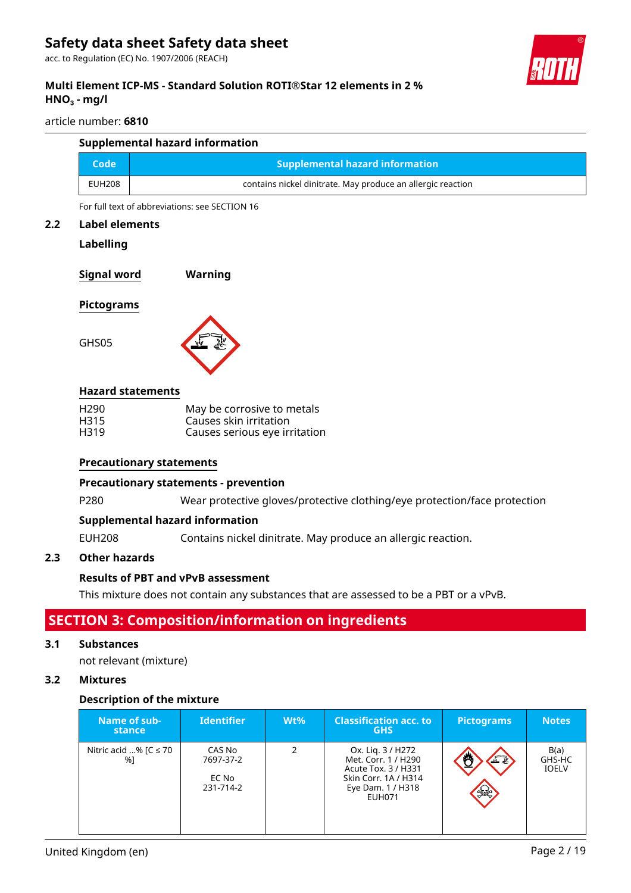### Supplemental hazard information

| Code | Supplemental hazard information |
|---|---|
| EUH208 | contains nickel dinitrate. May produce an allergic reaction |

For full text of abbreviations: see SECTION 16

## 2.2 Label elements

### Labelling

**Signal word** **Warning**

**Pictograms**

GHS05

**Hazard statements**

| | |
|---|---|
| H290 | May be corrosive to metals |
| H315 | Causes skin irritation |
| H319 | Causes serious eye irritation |

**Precautionary statements**

**Precautionary statements - prevention**

P280 Wear protective gloves/protective clothing/eye protection/face protection

**Supplemental hazard information**

EUH208 Contains nickel dinitrate. May produce an allergic reaction.

## 2.3 Other hazards

**Results of PBT and vPvB assessment**

This mixture does not contain any substances that are assessed to be a PBT or a vPvB.

# SECTION 3: Composition/information on ingredients

## 3.1 Substances

not relevant (mixture)

## 3.2 Mixtures

### Description of the mixture

| Name of substance | Identifier | Wt% | Classification acc. to GHS | Pictograms | Notes |
|---|---|---|---|---|---|
| Nitric acid ...% [C ≤ 70 %] | CAS No 7697-37-2<br><br>EC No 231-714-2 | 2 | Ox. Liq. 3 / H272<br>Met. Corr. 1 / H290<br>Acute Tox. 3 / H331<br>Skin Corr. 1A / H314<br>Eye Dam. 1 / H318<br>EUH071 | | B(a)<br>GHS-HC<br>IOELV |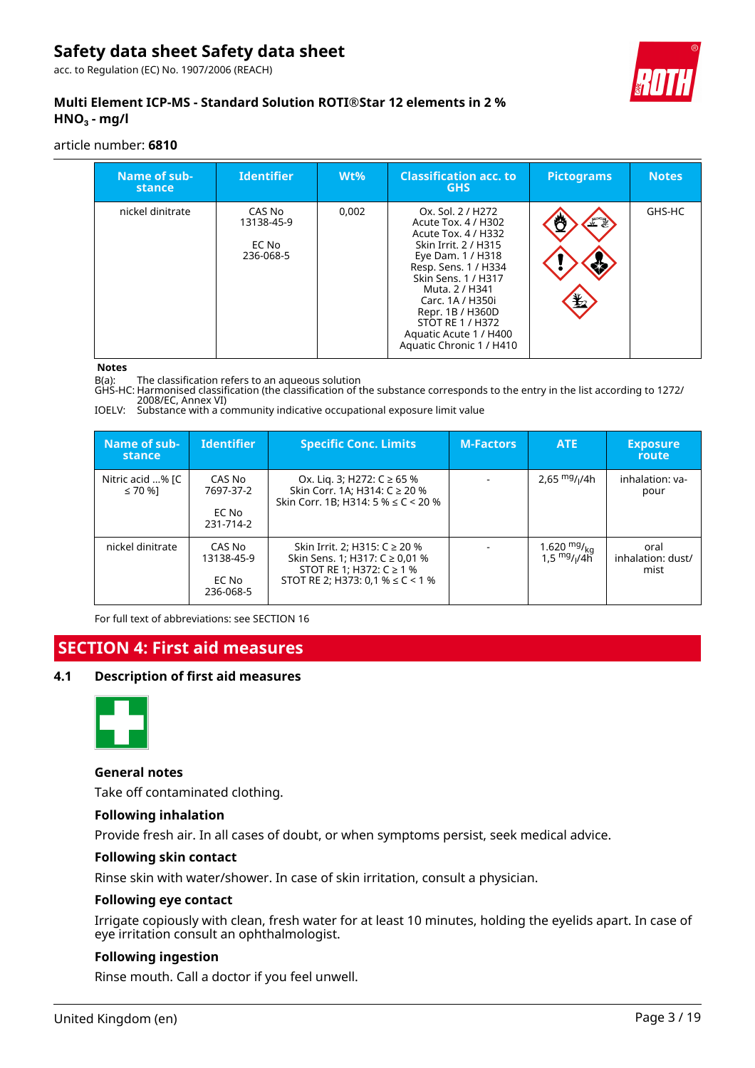| Name of substance | Identifier | Wt% | Classification acc. to GHS | Pictograms | Notes |
|---|---|---|---|---|---|
| nickel dinitrate | CAS No 13138-45-9<br><br>EC No 236-068-5 | 0,002 | Ox. Sol. 2 / H272<br>Acute Tox. 4 / H302<br>Acute Tox. 4 / H332<br>Skin Irrit. 2 / H315<br>Eye Dam. 1 / H318<br>Resp. Sens. 1 / H334<br>Skin Sens. 1 / H317<br>Muta. 2 / H341<br>Carc. 1A / H350i<br>Repr. 1B / H360D<br>STOT RE 1 / H372<br>Aquatic Acute 1 / H400<br>Aquatic Chronic 1 / H410 | | GHS-HC |

**Notes**

B(a): The classification refers to an aqueous solution
GHS-HC: Harmonised classification (the classification of the substance corresponds to the entry in the list according to 1272/2008/EC, Annex VI)
IOELV: Substance with a community indicative occupational exposure limit value

| Name of substance | Identifier | Specific Conc. Limits | M-Factors | ATE | Exposure route |
|---|---|---|---|---|---|
| Nitric acid ...% [C ≤ 70 %] | CAS No 7697-37-2<br><br>EC No 231-714-2 | Ox. Liq. 3; H272: C ≥ 65 %<br>Skin Corr. 1A; H314: C ≥ 20 %<br>Skin Corr. 1B; H314: 5 % ≤ C < 20 % | - | 2,65 $^{mg}/_{l}$/4h | inhalation: vapour |
| nickel dinitrate | CAS No 13138-45-9<br><br>EC No 236-068-5 | Skin Irrit. 2; H315: C ≥ 20 %<br>Skin Sens. 1; H317: C ≥ 0,01 %<br>STOT RE 1; H372: C ≥ 1 %<br>STOT RE 2; H373: 0,1 % ≤ C < 1 % | - | 1.620 $^{mg}/_{kg}$<br>1,5 $^{mg}/_{l}$/4h | oral<br>inhalation: dust/mist |

For full text of abbreviations: see SECTION 16

## SECTION 4: First aid measures

### 4.1 Description of first aid measures

**General notes**

Take off contaminated clothing.

**Following inhalation**

Provide fresh air. In all cases of doubt, or when symptoms persist, seek medical advice.

**Following skin contact**

Rinse skin with water/shower. In case of skin irritation, consult a physician.

**Following eye contact**

Irrigate copiously with clean, fresh water for at least 10 minutes, holding the eyelids apart. In case of eye irritation consult an ophthalmologist.

**Following ingestion**

Rinse mouth. Call a doctor if you feel unwell.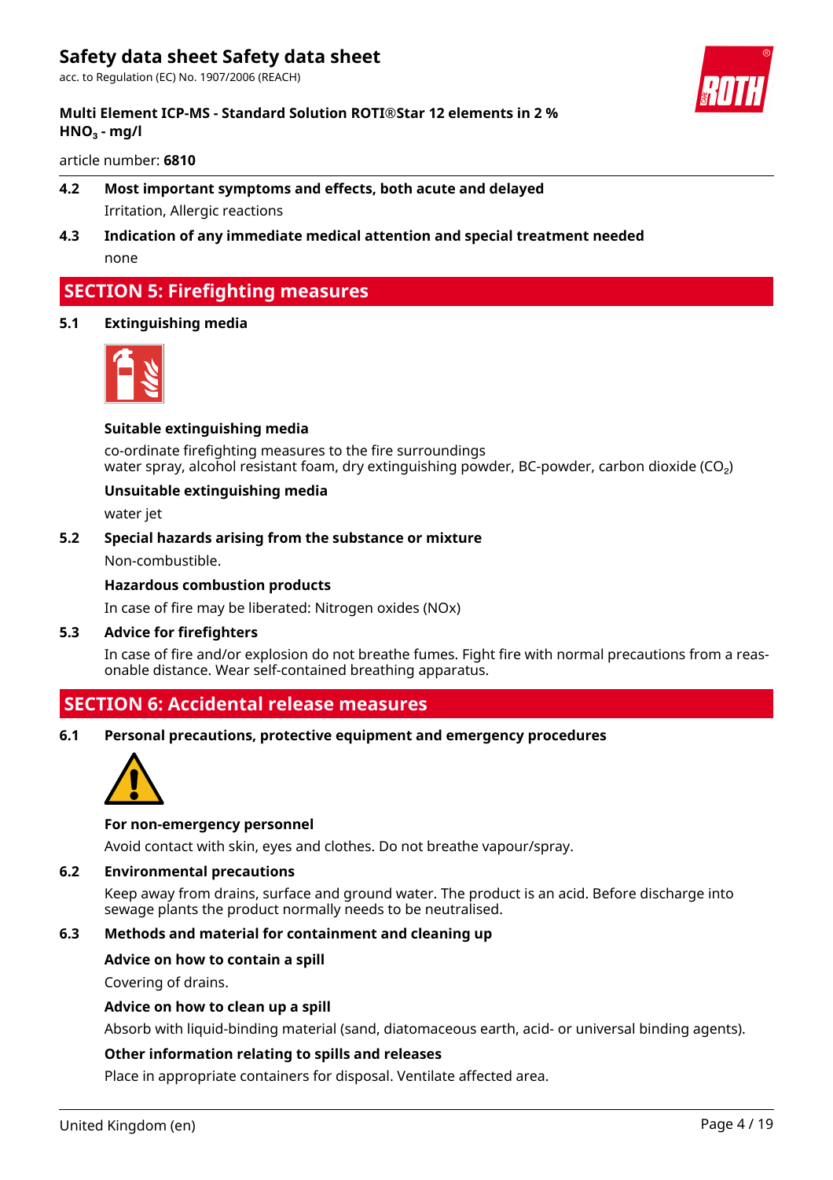### 4.2 Most important symptoms and effects, both acute and delayed

Irritation, Allergic reactions

### 4.3 Indication of any immediate medical attention and special treatment needed

none

## SECTION 5: Firefighting measures

### 5.1 Extinguishing media

**Suitable extinguishing media**

co-ordinate firefighting measures to the fire surroundings
water spray, alcohol resistant foam, dry extinguishing powder, BC-powder, carbon dioxide ($CO_2$)

**Unsuitable extinguishing media**

water jet

### 5.2 Special hazards arising from the substance or mixture

Non-combustible.

**Hazardous combustion products**

In case of fire may be liberated: Nitrogen oxides (NOx)

### 5.3 Advice for firefighters

In case of fire and/or explosion do not breathe fumes. Fight fire with normal precautions from a reasonable distance. Wear self-contained breathing apparatus.

## SECTION 6: Accidental release measures

### 6.1 Personal precautions, protective equipment and emergency procedures

**For non-emergency personnel**

Avoid contact with skin, eyes and clothes. Do not breathe vapour/spray.

### 6.2 Environmental precautions

Keep away from drains, surface and ground water. The product is an acid. Before discharge into sewage plants the product normally needs to be neutralised.

### 6.3 Methods and material for containment and cleaning up

**Advice on how to contain a spill**

Covering of drains.

**Advice on how to clean up a spill**

Absorb with liquid-binding material (sand, diatomaceous earth, acid- or universal binding agents).

**Other information relating to spills and releases**

Place in appropriate containers for disposal. Ventilate affected area.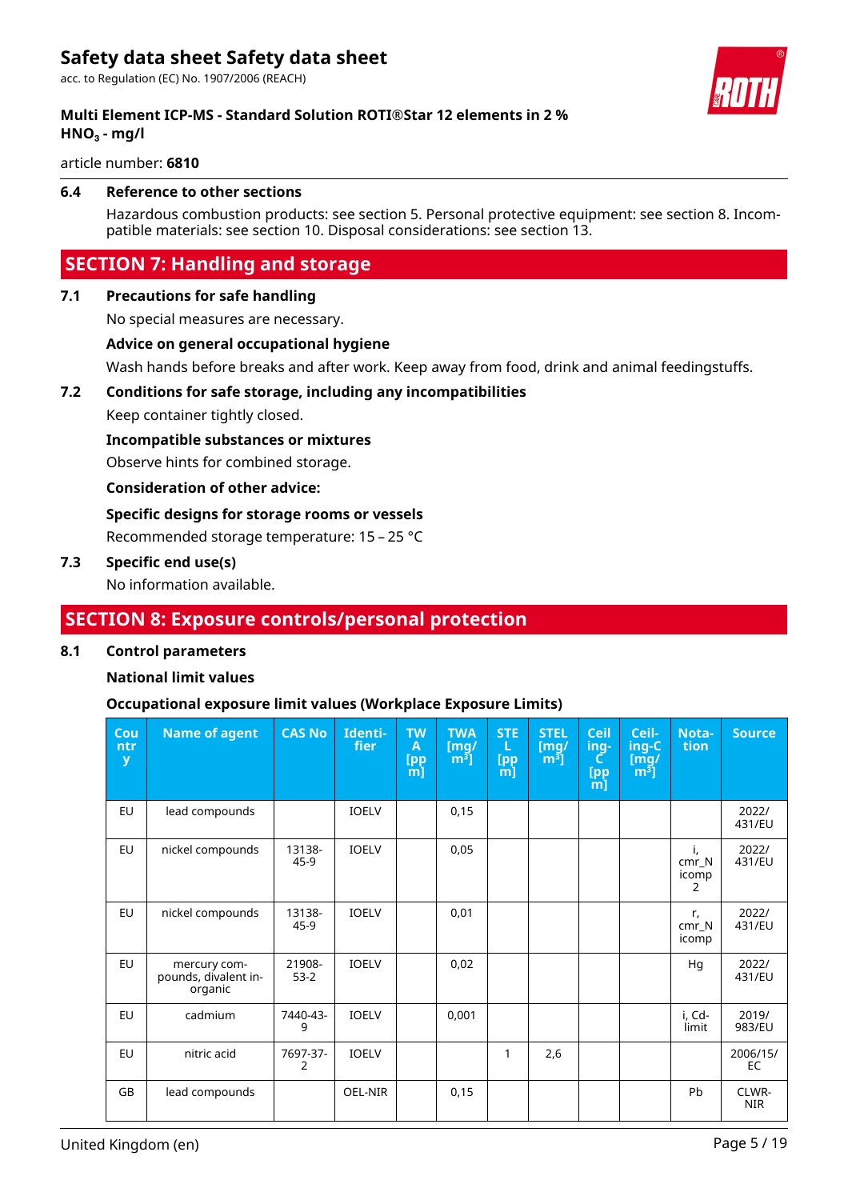### 6.4 Reference to other sections

Hazardous combustion products: see section 5. Personal protective equipment: see section 8. Incompatible materials: see section 10. Disposal considerations: see section 13.

## SECTION 7: Handling and storage

### 7.1 Precautions for safe handling

No special measures are necessary.

**Advice on general occupational hygiene**

Wash hands before breaks and after work. Keep away from food, drink and animal feedingstuffs.

### 7.2 Conditions for safe storage, including any incompatibilities

Keep container tightly closed.

**Incompatible substances or mixtures**

Observe hints for combined storage.

**Consideration of other advice:**

**Specific designs for storage rooms or vessels**

Recommended storage temperature: 15 – 25 °C

### 7.3 Specific end use(s)

No information available.

## SECTION 8: Exposure controls/personal protection

### 8.1 Control parameters

**National limit values**

**Occupational exposure limit values (Workplace Exposure Limits)**

| Country | Name of agent | CAS No | Identifier | TWA [ppm] | TWA [mg/m³] | STEL [ppm] | STEL [mg/m³] | Ceiling-C [ppm] | Ceiling-C [mg/m³] | Notation | Source |
|---|---|---|---|---|---|---|---|---|---|---|---|
| EU | lead compounds | | IOELV | | 0,15 | | | | | | 2022/431/EU |
| EU | nickel compounds | 13138-45-9 | IOELV | | 0,05 | | | | | i, cmr_Nicomp 2 | 2022/431/EU |
| EU | nickel compounds | 13138-45-9 | IOELV | | 0,01 | | | | | r, cmr_Nicomp | 2022/431/EU |
| EU | mercury compounds, divalent inorganic | 21908-53-2 | IOELV | | 0,02 | | | | | Hg | 2022/431/EU |
| EU | cadmium | 7440-43-9 | IOELV | | 0,001 | | | | | i, Cd-limit | 2019/983/EU |
| EU | nitric acid | 7697-37-2 | IOELV | | | 1 | 2,6 | | | | 2006/15/EC |
| GB | lead compounds | | OEL-NIR | | 0,15 | | | | | Pb | CLWR-NIR |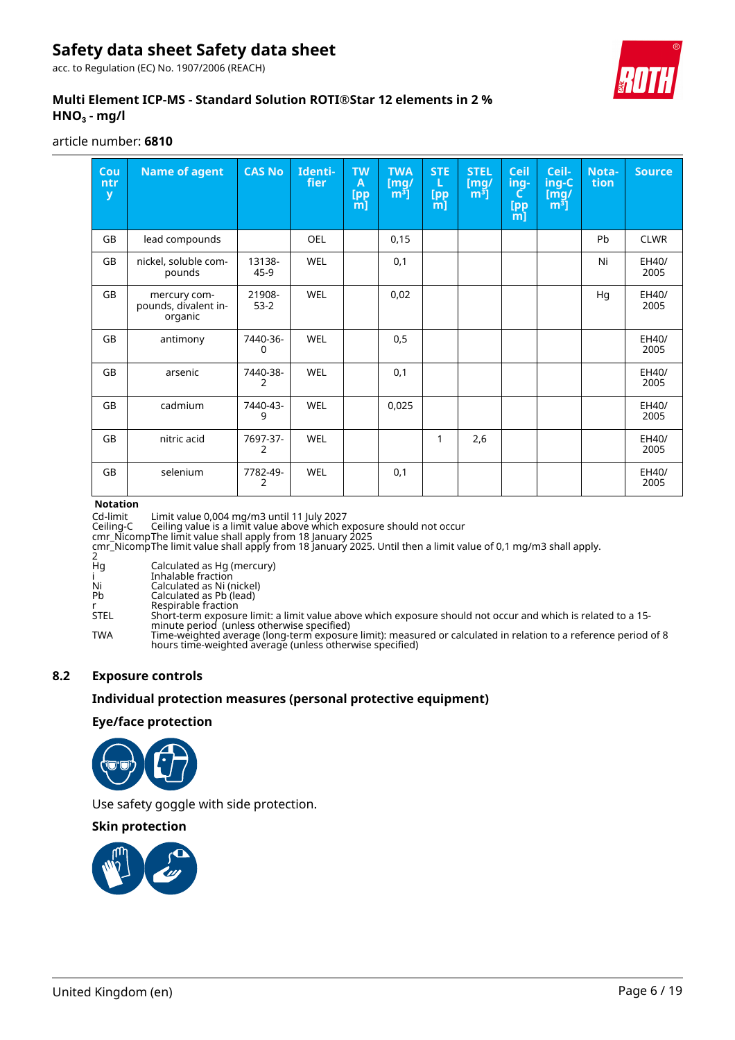| Country | Name of agent | CAS No | Identifier | TWA [ppm] | TWA [mg/m³] | STEL [ppm] | STEL [mg/m³] | Ceiling-C [ppm] | Ceiling-C [mg/m³] | Notation | Source |
|---|---|---|---|---|---|---|---|---|---|---|---|
| GB | lead compounds | | OEL | | 0,15 | | | | | Pb | CLWR |
| GB | nickel, soluble compounds | 13138-45-9 | WEL | | 0,1 | | | | | Ni | EH40/2005 |
| GB | mercury compounds, divalent inorganic | 21908-53-2 | WEL | | 0,02 | | | | | Hg | EH40/2005 |
| GB | antimony | 7440-36-0 | WEL | | 0,5 | | | | | | EH40/2005 |
| GB | arsenic | 7440-38-2 | WEL | | 0,1 | | | | | | EH40/2005 |
| GB | cadmium | 7440-43-9 | WEL | | 0,025 | | | | | | EH40/2005 |
| GB | nitric acid | 7697-37-2 | WEL | | | 1 | 2,6 | | | | EH40/2005 |
| GB | selenium | 7782-49-2 | WEL | | 0,1 | | | | | | EH40/2005 |

**Notation**

| | |
|---|---|
| Cd-limit | Limit value 0,004 mg/m3 until 11 July 2027 |
| Ceiling-C | Ceiling value is a limit value above which exposure should not occur |
| cmr_Nicomp | The limit value shall apply from 18 January 2025 |
| cmr_Nicomp2 | The limit value shall apply from 18 January 2025. Until then a limit value of 0,1 mg/m3 shall apply. |
| Hg | Calculated as Hg (mercury) |
| i | Inhalable fraction |
| Ni | Calculated as Ni (nickel) |
| Pb | Calculated as Pb (lead) |
| r | Respirable fraction |
| STEL | Short-term exposure limit: a limit value above which exposure should not occur and which is related to a 15-minute period (unless otherwise specified) |
| TWA | Time-weighted average (long-term exposure limit): measured or calculated in relation to a reference period of 8 hours time-weighted average (unless otherwise specified) |

## 8.2 Exposure controls

### Individual protection measures (personal protective equipment)

#### Eye/face protection

Use safety goggle with side protection.

#### Skin protection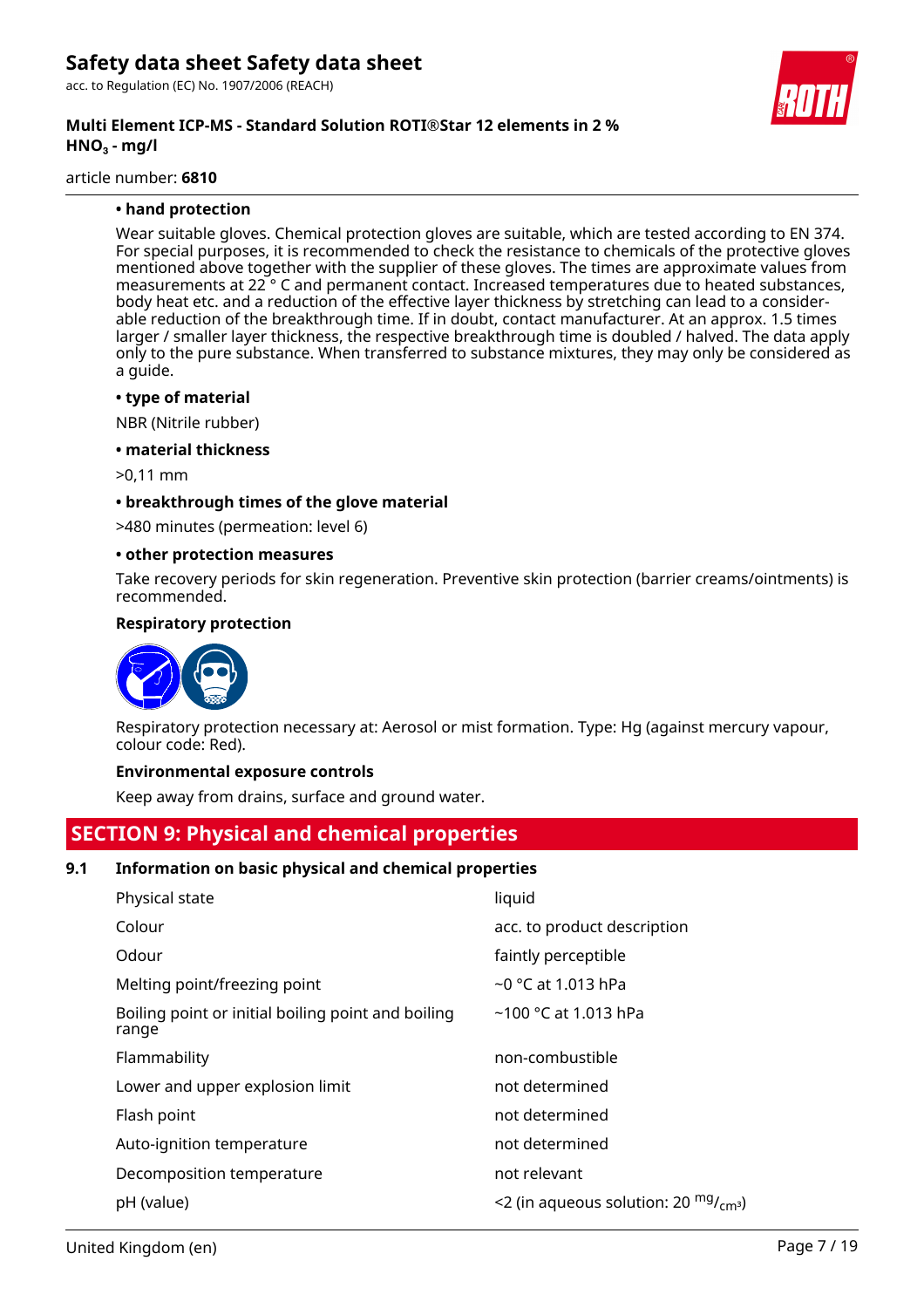**• hand protection**

Wear suitable gloves. Chemical protection gloves are suitable, which are tested according to EN 374. For special purposes, it is recommended to check the resistance to chemicals of the protective gloves mentioned above together with the supplier of these gloves. The times are approximate values from measurements at 22 ° C and permanent contact. Increased temperatures due to heated substances, body heat etc. and a reduction of the effective layer thickness by stretching can lead to a considerable reduction of the breakthrough time. If in doubt, contact manufacturer. At an approx. 1.5 times larger / smaller layer thickness, the respective breakthrough time is doubled / halved. The data apply only to the pure substance. When transferred to substance mixtures, they may only be considered as a guide.

**• type of material**

NBR (Nitrile rubber)

**• material thickness**

>0,11 mm

**• breakthrough times of the glove material**

>480 minutes (permeation: level 6)

**• other protection measures**

Take recovery periods for skin regeneration. Preventive skin protection (barrier creams/ointments) is recommended.

**Respiratory protection**

Respiratory protection necessary at: Aerosol or mist formation. Type: Hg (against mercury vapour, colour code: Red).

**Environmental exposure controls**

Keep away from drains, surface and ground water.

## SECTION 9: Physical and chemical properties

### 9.1 Information on basic physical and chemical properties

| | |
|---|---|
| Physical state | liquid |
| Colour | acc. to product description |
| Odour | faintly perceptible |
| Melting point/freezing point | ~0 °C at 1.013 hPa |
| Boiling point or initial boiling point and boiling range | ~100 °C at 1.013 hPa |
| Flammability | non-combustible |
| Lower and upper explosion limit | not determined |
| Flash point | not determined |
| Auto-ignition temperature | not determined |
| Decomposition temperature | not relevant |
| pH (value) | <2 (in aqueous solution: 20 $^{mg}/_{cm^3}$) |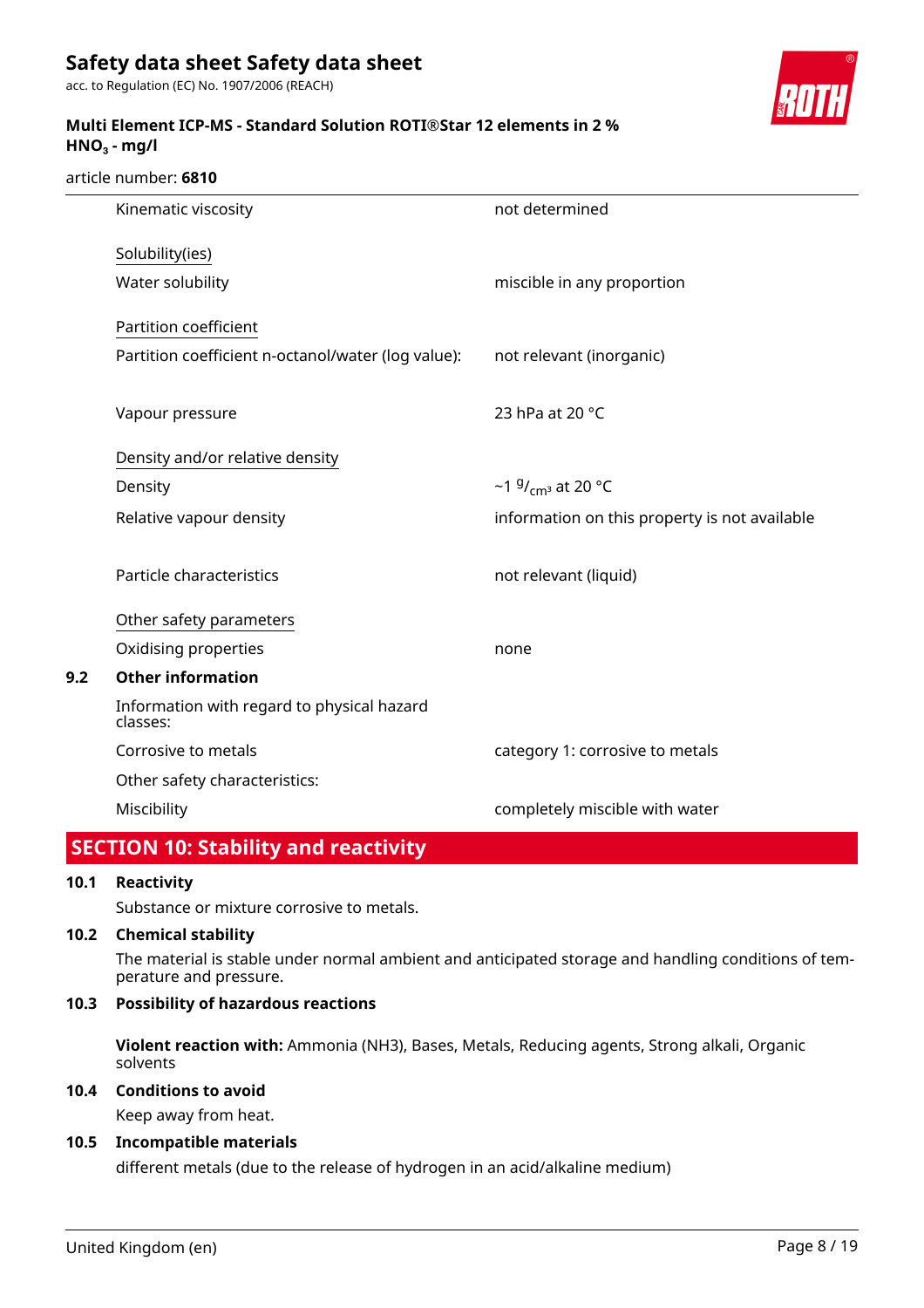| | |
|---|---|
| Kinematic viscosity | not determined |
| Solubility(ies) | |
| Water solubility | miscible in any proportion |
| Partition coefficient | |
| Partition coefficient n-octanol/water (log value): | not relevant (inorganic) |
| Vapour pressure | 23 hPa at 20 °C |
| Density and/or relative density | |
| Density | ~1 $^{g}/_{cm^3}$ at 20 °C |
| Relative vapour density | information on this property is not available |
| Particle characteristics | not relevant (liquid) |
| Other safety parameters | |
| Oxidising properties | none |

**9.2 Other information**

| | |
|---|---|
| Information with regard to physical hazard classes: | |
| Corrosive to metals | category 1: corrosive to metals |
| Other safety characteristics: | |
| Miscibility | completely miscible with water |

## SECTION 10: Stability and reactivity

**10.1 Reactivity**

Substance or mixture corrosive to metals.

**10.2 Chemical stability**

The material is stable under normal ambient and anticipated storage and handling conditions of temperature and pressure.

**10.3 Possibility of hazardous reactions**

**Violent reaction with:** Ammonia (NH3), Bases, Metals, Reducing agents, Strong alkali, Organic solvents

**10.4 Conditions to avoid**

Keep away from heat.

**10.5 Incompatible materials**

different metals (due to the release of hydrogen in an acid/alkaline medium)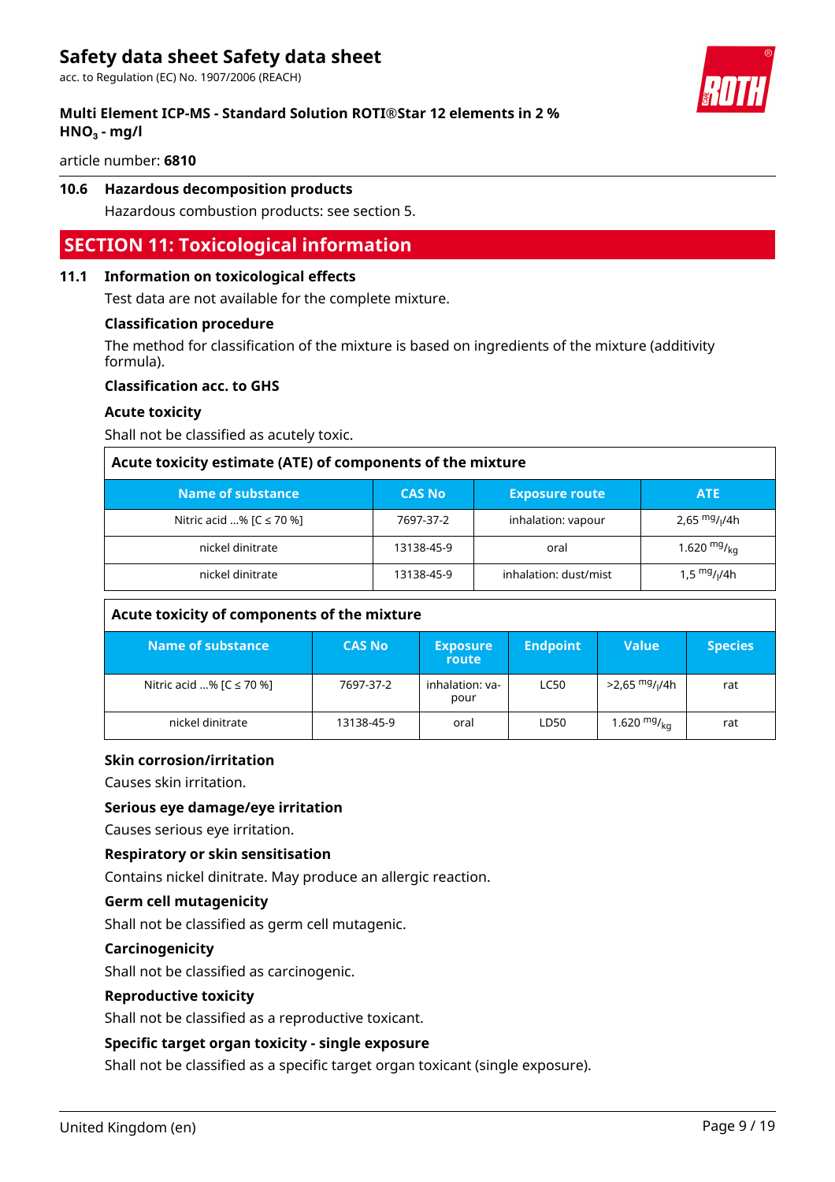### 10.6 Hazardous decomposition products

Hazardous combustion products: see section 5.

## SECTION 11: Toxicological information

### 11.1 Information on toxicological effects

Test data are not available for the complete mixture.

**Classification procedure**

The method for classification of the mixture is based on ingredients of the mixture (additivity formula).

**Classification acc. to GHS**

**Acute toxicity**

Shall not be classified as acutely toxic.

**Acute toxicity estimate (ATE) of components of the mixture**

| Name of substance | CAS No | Exposure route | ATE |
|---|---|---|---|
| Nitric acid ...% [C ≤ 70 %] | 7697-37-2 | inhalation: vapour | 2,65 $^{mg}/_{l}$/4h |
| nickel dinitrate | 13138-45-9 | oral | 1.620 $^{mg}/_{kg}$ |
| nickel dinitrate | 13138-45-9 | inhalation: dust/mist | 1,5 $^{mg}/_{l}$/4h |

**Acute toxicity of components of the mixture**

| Name of substance | CAS No | Exposure route | Endpoint | Value | Species |
|---|---|---|---|---|---|
| Nitric acid ...% [C ≤ 70 %] | 7697-37-2 | inhalation: vapour | LC50 | >2,65 $^{mg}/_{l}$/4h | rat |
| nickel dinitrate | 13138-45-9 | oral | LD50 | 1.620 $^{mg}/_{kg}$ | rat |

**Skin corrosion/irritation**

Causes skin irritation.

**Serious eye damage/eye irritation**

Causes serious eye irritation.

**Respiratory or skin sensitisation**

Contains nickel dinitrate. May produce an allergic reaction.

**Germ cell mutagenicity**

Shall not be classified as germ cell mutagenic.

**Carcinogenicity**

Shall not be classified as carcinogenic.

**Reproductive toxicity**

Shall not be classified as a reproductive toxicant.

**Specific target organ toxicity - single exposure**

Shall not be classified as a specific target organ toxicant (single exposure).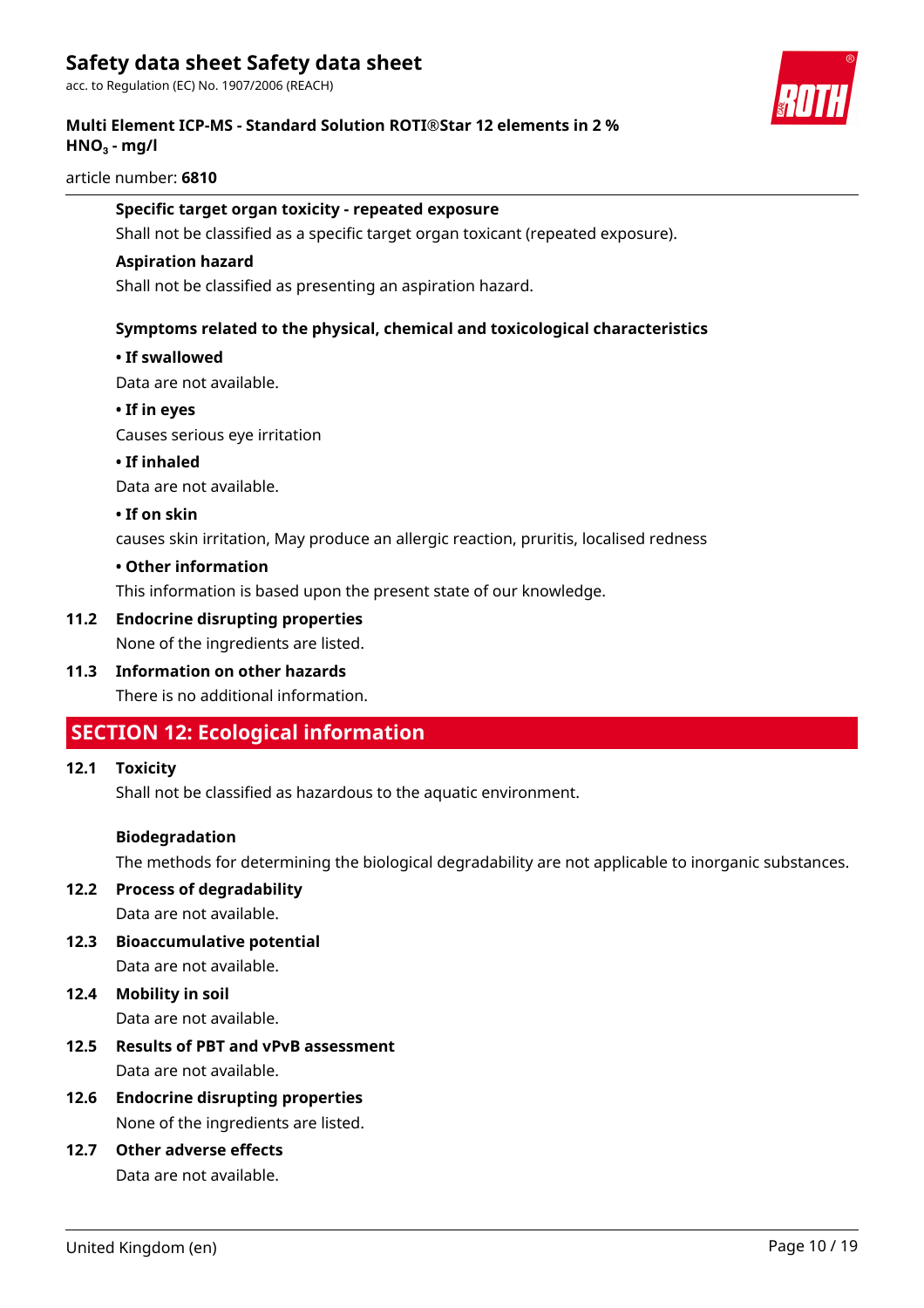**Specific target organ toxicity - repeated exposure**

Shall not be classified as a specific target organ toxicant (repeated exposure).

**Aspiration hazard**

Shall not be classified as presenting an aspiration hazard.

**Symptoms related to the physical, chemical and toxicological characteristics**

**• If swallowed**

Data are not available.

**• If in eyes**

Causes serious eye irritation

**• If inhaled**

Data are not available.

**• If on skin**

causes skin irritation, May produce an allergic reaction, pruritis, localised redness

**• Other information**

This information is based upon the present state of our knowledge.

**11.2 Endocrine disrupting properties**

None of the ingredients are listed.

**11.3 Information on other hazards**

There is no additional information.

## SECTION 12: Ecological information

**12.1 Toxicity**

Shall not be classified as hazardous to the aquatic environment.

**Biodegradation**

The methods for determining the biological degradability are not applicable to inorganic substances.

**12.2 Process of degradability**

Data are not available.

**12.3 Bioaccumulative potential**

Data are not available.

**12.4 Mobility in soil**

Data are not available.

**12.5 Results of PBT and vPvB assessment**

Data are not available.

**12.6 Endocrine disrupting properties**

None of the ingredients are listed.

**12.7 Other adverse effects**

Data are not available.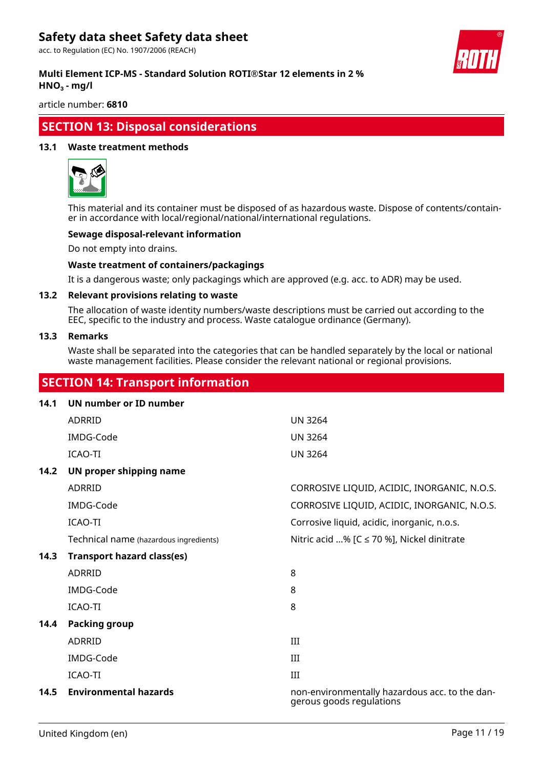## SECTION 13: Disposal considerations

### 13.1 Waste treatment methods

This material and its container must be disposed of as hazardous waste. Dispose of contents/container in accordance with local/regional/national/international regulations.

**Sewage disposal-relevant information**

Do not empty into drains.

**Waste treatment of containers/packagings**

It is a dangerous waste; only packagings which are approved (e.g. acc. to ADR) may be used.

### 13.2 Relevant provisions relating to waste

The allocation of waste identity numbers/waste descriptions must be carried out according to the EEC, specific to the industry and process. Waste catalogue ordinance (Germany).

### 13.3 Remarks

Waste shall be separated into the categories that can be handled separately by the local or national waste management facilities. Please consider the relevant national or regional provisions.

## SECTION 14: Transport information

### 14.1 UN number or ID number

| | |
|---|---|
| ADRRID | UN 3264 |
| IMDG-Code | UN 3264 |
| ICAO-TI | UN 3264 |

### 14.2 UN proper shipping name

| | |
|---|---|
| ADRRID | CORROSIVE LIQUID, ACIDIC, INORGANIC, N.O.S. |
| IMDG-Code | CORROSIVE LIQUID, ACIDIC, INORGANIC, N.O.S. |
| ICAO-TI | Corrosive liquid, acidic, inorganic, n.o.s. |
| Technical name (hazardous ingredients) | Nitric acid ...% [C ≤ 70 %], Nickel dinitrate |

### 14.3 Transport hazard class(es)

| | |
|---|---|
| ADRRID | 8 |
| IMDG-Code | 8 |
| ICAO-TI | 8 |

### 14.4 Packing group

| | |
|---|---|
| ADRRID | III |
| IMDG-Code | III |
| ICAO-TI | III |

### 14.5 Environmental hazards

non-environmentally hazardous acc. to the dangerous goods regulations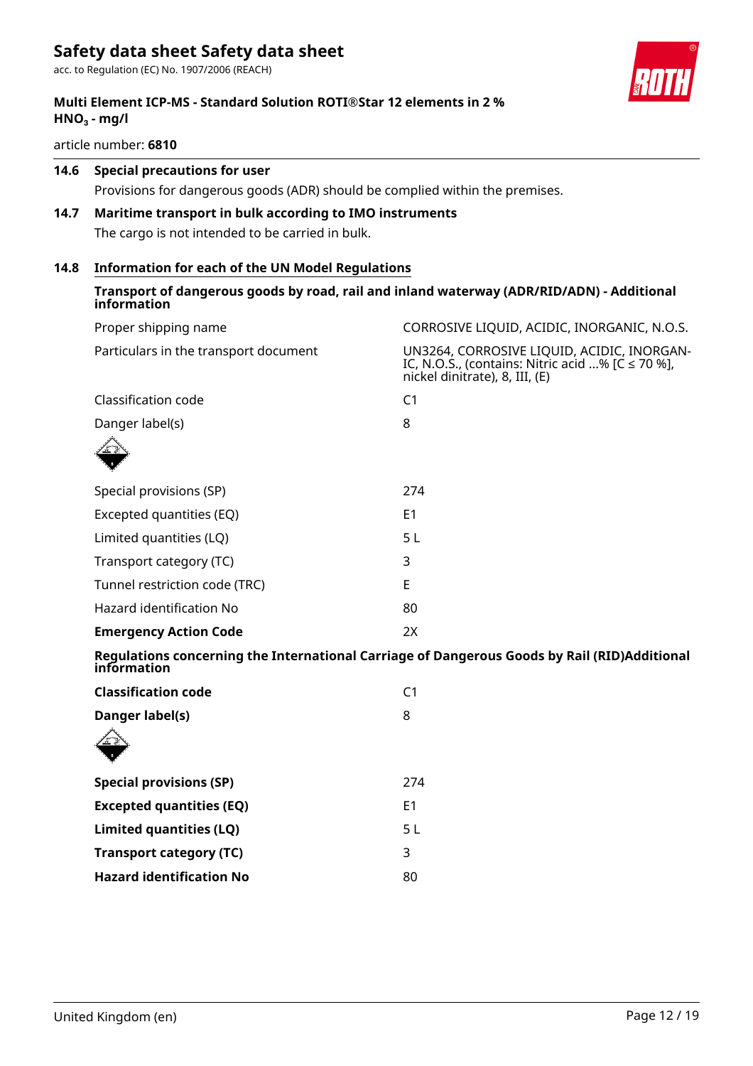### 14.6 Special precautions for user

Provisions for dangerous goods (ADR) should be complied within the premises.

### 14.7 Maritime transport in bulk according to IMO instruments

The cargo is not intended to be carried in bulk.

### 14.8 Information for each of the UN Model Regulations

**Transport of dangerous goods by road, rail and inland waterway (ADR/RID/ADN) - Additional information**

| | |
|---|---|
| Proper shipping name | CORROSIVE LIQUID, ACIDIC, INORGANIC, N.O.S. |
| Particulars in the transport document | UN3264, CORROSIVE LIQUID, ACIDIC, INORGANIC, N.O.S., (contains: Nitric acid ...% [C ≤ 70 %], nickel dinitrate), 8, III, (E) |
| Classification code | C1 |
| Danger label(s) | 8 |
| Special provisions (SP) | 274 |
| Excepted quantities (EQ) | E1 |
| Limited quantities (LQ) | 5 L |
| Transport category (TC) | 3 |
| Tunnel restriction code (TRC) | E |
| Hazard identification No | 80 |
| **Emergency Action Code** | 2X |

**Regulations concerning the International Carriage of Dangerous Goods by Rail (RID)Additional information**

| | |
|---|---|
| **Classification code** | C1 |
| **Danger label(s)** | 8 |
| **Special provisions (SP)** | 274 |
| **Excepted quantities (EQ)** | E1 |
| **Limited quantities (LQ)** | 5 L |
| **Transport category (TC)** | 3 |
| **Hazard identification No** | 80 |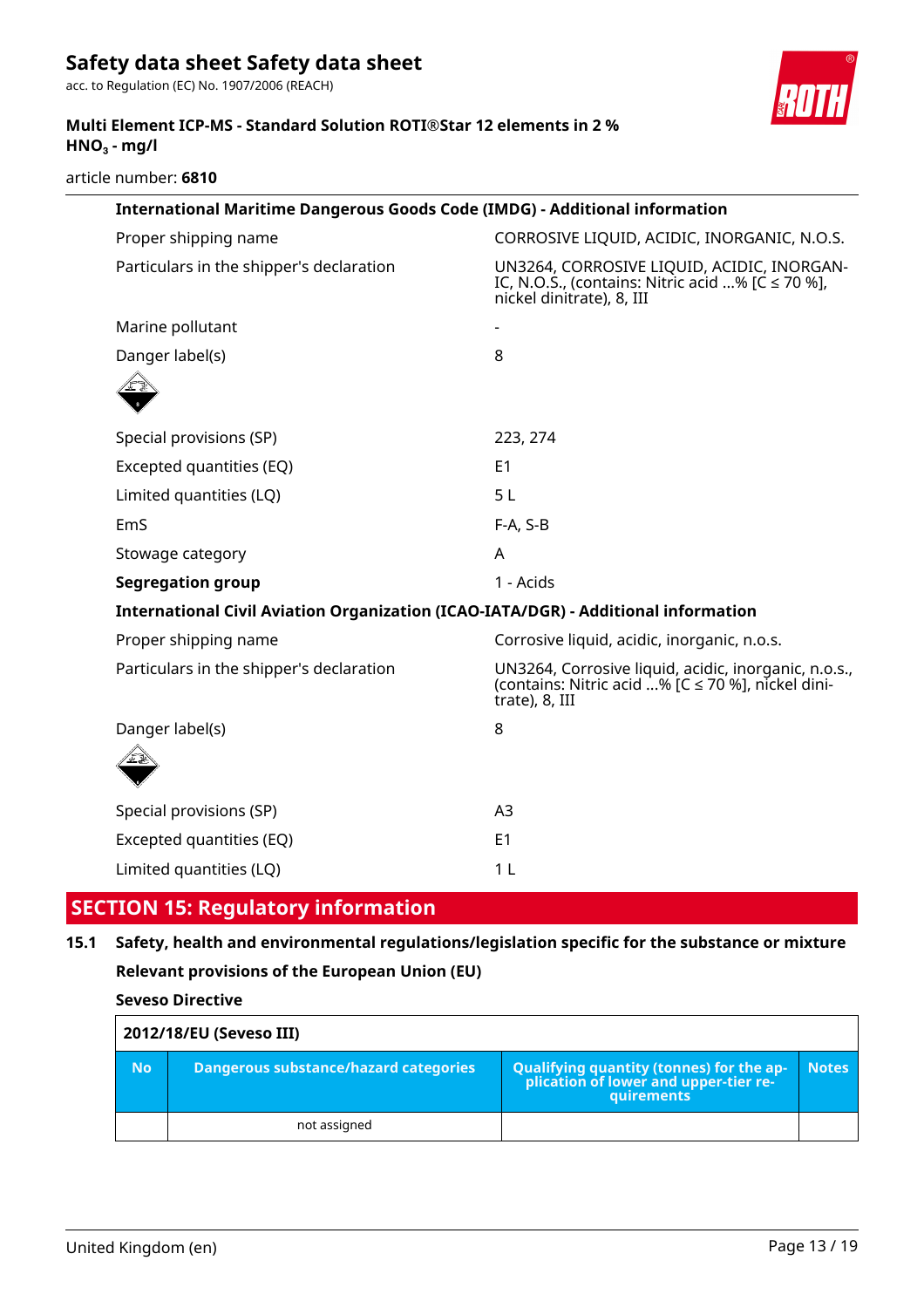**International Maritime Dangerous Goods Code (IMDG) - Additional information**

| | |
|---|---|
| Proper shipping name | CORROSIVE LIQUID, ACIDIC, INORGANIC, N.O.S. |
| Particulars in the shipper's declaration | UN3264, CORROSIVE LIQUID, ACIDIC, INORGANIC, N.O.S., (contains: Nitric acid ...% [C ≤ 70 %], nickel dinitrate), 8, III |
| Marine pollutant | - |
| Danger label(s) | 8 |
| Special provisions (SP) | 223, 274 |
| Excepted quantities (EQ) | E1 |
| Limited quantities (LQ) | 5 L |
| EmS | F-A, S-B |
| Stowage category | A |
| **Segregation group** | 1 - Acids |

**International Civil Aviation Organization (ICAO-IATA/DGR) - Additional information**

| | |
|---|---|
| Proper shipping name | Corrosive liquid, acidic, inorganic, n.o.s. |
| Particulars in the shipper's declaration | UN3264, Corrosive liquid, acidic, inorganic, n.o.s., (contains: Nitric acid ...% [C ≤ 70 %], nickel dinitrate), 8, III |
| Danger label(s) | 8 |
| Special provisions (SP) | A3 |
| Excepted quantities (EQ) | E1 |
| Limited quantities (LQ) | 1 L |

## SECTION 15: Regulatory information

### 15.1 Safety, health and environmental regulations/legislation specific for the substance or mixture

**Relevant provisions of the European Union (EU)**

**Seveso Directive**

| 2012/18/EU (Seveso III) | | | |
|---|---|---|---|
| **No** | **Dangerous substance/hazard categories** | **Qualifying quantity (tonnes) for the application of lower and upper-tier requirements** | **Notes** |
| | not assigned | | |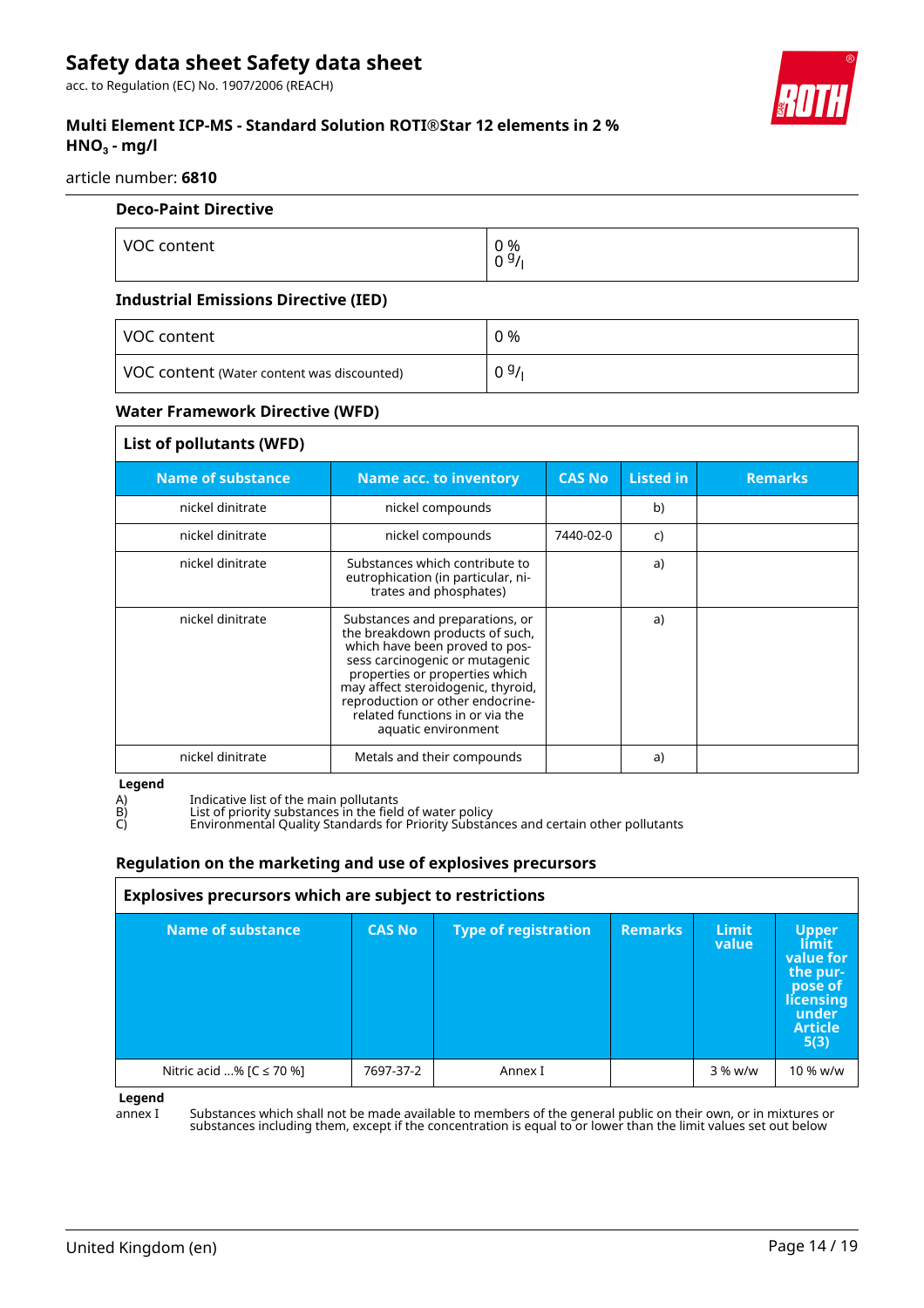### Deco-Paint Directive

| VOC content | 0 %<br>0 $^{g}/_{l}$ |
|---|---|

### Industrial Emissions Directive (IED)

| VOC content | 0 % |
|---|---|
| VOC content (Water content was discounted) | 0 $^{g}/_{l}$ |

### Water Framework Directive (WFD)

**List of pollutants (WFD)**

| Name of substance | Name acc. to inventory | CAS No | Listed in | Remarks |
|---|---|---|---|---|
| nickel dinitrate | nickel compounds | | b) | |
| nickel dinitrate | nickel compounds | 7440-02-0 | c) | |
| nickel dinitrate | Substances which contribute to eutrophication (in particular, nitrates and phosphates) | | a) | |
| nickel dinitrate | Substances and preparations, or the breakdown products of such, which have been proved to possess carcinogenic or mutagenic properties or properties which may affect steroidogenic, thyroid, reproduction or other endocrine-related functions in or via the aquatic environment | | a) | |
| nickel dinitrate | Metals and their compounds | | a) | |

**Legend**

A) Indicative list of the main pollutants
B) List of priority substances in the field of water policy
C) Environmental Quality Standards for Priority Substances and certain other pollutants

### Regulation on the marketing and use of explosives precursors

**Explosives precursors which are subject to restrictions**

| Name of substance | CAS No | Type of registration | Remarks | Limit value | Upper limit value for the purpose of licensing under Article 5(3) |
|---|---|---|---|---|---|
| Nitric acid ...% [C ≤ 70 %] | 7697-37-2 | Annex I | | 3 % w/w | 10 % w/w |

**Legend**

annex I Substances which shall not be made available to members of the general public on their own, or in mixtures or substances including them, except if the concentration is equal to or lower than the limit values set out below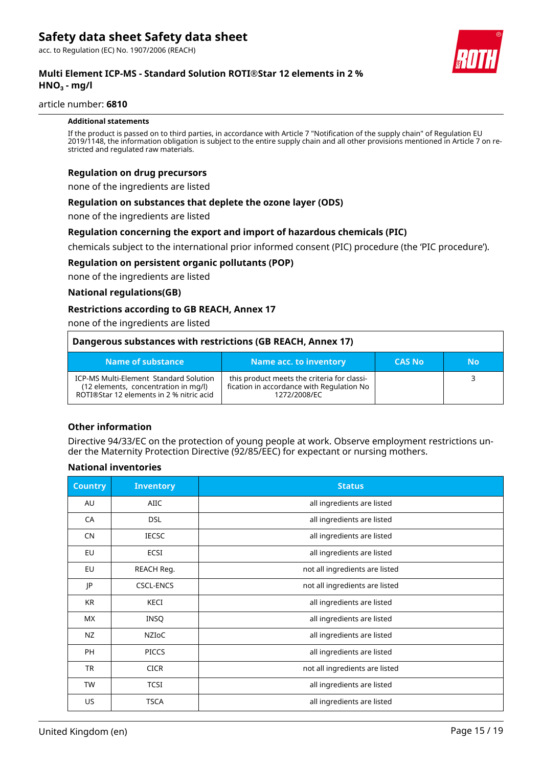#### Additional statements

If the product is passed on to third parties, in accordance with Article 7 "Notification of the supply chain" of Regulation EU 2019/1148, the information obligation is subject to the entire supply chain and all other provisions mentioned in Article 7 on restricted and regulated raw materials.

### Regulation on drug precursors

none of the ingredients are listed

### Regulation on substances that deplete the ozone layer (ODS)

none of the ingredients are listed

### Regulation concerning the export and import of hazardous chemicals (PIC)

chemicals subject to the international prior informed consent (PIC) procedure (the 'PIC procedure').

### Regulation on persistent organic pollutants (POP)

none of the ingredients are listed

### National regulations(GB)

### Restrictions according to GB REACH, Annex 17

none of the ingredients are listed

**Dangerous substances with restrictions (GB REACH, Annex 17)**

| Name of substance | Name acc. to inventory | CAS No | No |
|---|---|---|---|
| ICP-MS Multi-Element Standard Solution (12 elements, concentration in mg/l) ROTI®Star 12 elements in 2 % nitric acid | this product meets the criteria for classification in accordance with Regulation No 1272/2008/EC | | 3 |

### Other information

Directive 94/33/EC on the protection of young people at work. Observe employment restrictions under the Maternity Protection Directive (92/85/EEC) for expectant or nursing mothers.

### National inventories

| Country | Inventory | Status |
|---|---|---|
| AU | AIIC | all ingredients are listed |
| CA | DSL | all ingredients are listed |
| CN | IECSC | all ingredients are listed |
| EU | ECSI | all ingredients are listed |
| EU | REACH Reg. | not all ingredients are listed |
| JP | CSCL-ENCS | not all ingredients are listed |
| KR | KECI | all ingredients are listed |
| MX | INSQ | all ingredients are listed |
| NZ | NZIoC | all ingredients are listed |
| PH | PICCS | all ingredients are listed |
| TR | CICR | not all ingredients are listed |
| TW | TCSI | all ingredients are listed |
| US | TSCA | all ingredients are listed |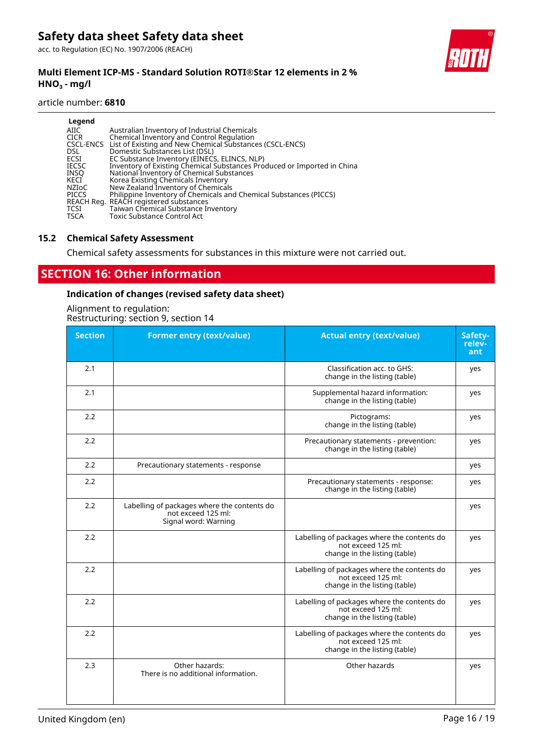**Legend**

| | |
|---|---|
| AIIC | Australian Inventory of Industrial Chemicals |
| CICR | Chemical Inventory and Control Regulation |
| CSCL-ENCS | List of Existing and New Chemical Substances (CSCL-ENCS) |
| DSL | Domestic Substances List (DSL) |
| ECSI | EC Substance Inventory (EINECS, ELINCS, NLP) |
| IECSC | Inventory of Existing Chemical Substances Produced or Imported in China |
| INSQ | National Inventory of Chemical Substances |
| KECI | Korea Existing Chemicals Inventory |
| NZIoC | New Zealand Inventory of Chemicals |
| PICCS | Philippine Inventory of Chemicals and Chemical Substances (PICCS) |
| REACH Reg. | REACH registered substances |
| TCSI | Taiwan Chemical Substance Inventory |
| TSCA | Toxic Substance Control Act |

### 15.2 Chemical Safety Assessment

Chemical safety assessments for substances in this mixture were not carried out.

## SECTION 16: Other information

### Indication of changes (revised safety data sheet)

Alignment to regulation:
Restructuring: section 9, section 14

| Section | Former entry (text/value) | Actual entry (text/value) | Safety-relev-ant |
|---|---|---|---|
| 2.1 | | Classification acc. to GHS: change in the listing (table) | yes |
| 2.1 | | Supplemental hazard information: change in the listing (table) | yes |
| 2.2 | | Pictograms: change in the listing (table) | yes |
| 2.2 | | Precautionary statements - prevention: change in the listing (table) | yes |
| 2.2 | Precautionary statements - response | | yes |
| 2.2 | | Precautionary statements - response: change in the listing (table) | yes |
| 2.2 | Labelling of packages where the contents do not exceed 125 ml: Signal word: Warning | | yes |
| 2.2 | | Labelling of packages where the contents do not exceed 125 ml: change in the listing (table) | yes |
| 2.2 | | Labelling of packages where the contents do not exceed 125 ml: change in the listing (table) | yes |
| 2.2 | | Labelling of packages where the contents do not exceed 125 ml: change in the listing (table) | yes |
| 2.2 | | Labelling of packages where the contents do not exceed 125 ml: change in the listing (table) | yes |
| 2.3 | Other hazards: There is no additional information. | Other hazards | yes |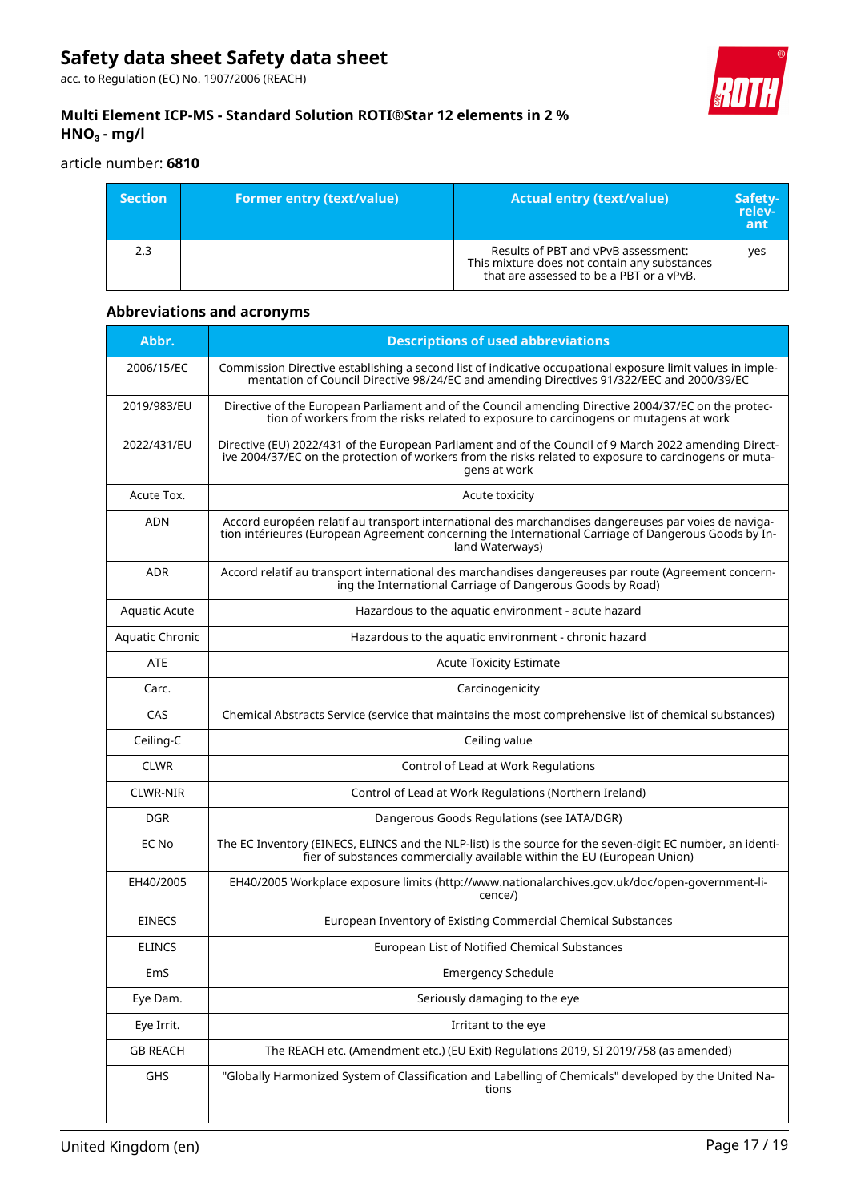| Section | Former entry (text/value) | Actual entry (text/value) | Safety-relevant |
|---|---|---|---|
| 2.3 | | Results of PBT and vPvB assessment: This mixture does not contain any substances that are assessed to be a PBT or a vPvB. | yes |

### Abbreviations and acronyms

| Abbr. | Descriptions of used abbreviations |
|---|---|
| 2006/15/EC | Commission Directive establishing a second list of indicative occupational exposure limit values in implementation of Council Directive 98/24/EC and amending Directives 91/322/EEC and 2000/39/EC |
| 2019/983/EU | Directive of the European Parliament and of the Council amending Directive 2004/37/EC on the protection of workers from the risks related to exposure to carcinogens or mutagens at work |
| 2022/431/EU | Directive (EU) 2022/431 of the European Parliament and of the Council of 9 March 2022 amending Directive 2004/37/EC on the protection of workers from the risks related to exposure to carcinogens or mutagens at work |
| Acute Tox. | Acute toxicity |
| ADN | Accord européen relatif au transport international des marchandises dangereuses par voies de navigation intérieures (European Agreement concerning the International Carriage of Dangerous Goods by Inland Waterways) |
| ADR | Accord relatif au transport international des marchandises dangereuses par route (Agreement concerning the International Carriage of Dangerous Goods by Road) |
| Aquatic Acute | Hazardous to the aquatic environment - acute hazard |
| Aquatic Chronic | Hazardous to the aquatic environment - chronic hazard |
| ATE | Acute Toxicity Estimate |
| Carc. | Carcinogenicity |
| CAS | Chemical Abstracts Service (service that maintains the most comprehensive list of chemical substances) |
| Ceiling-C | Ceiling value |
| CLWR | Control of Lead at Work Regulations |
| CLWR-NIR | Control of Lead at Work Regulations (Northern Ireland) |
| DGR | Dangerous Goods Regulations (see IATA/DGR) |
| EC No | The EC Inventory (EINECS, ELINCS and the NLP-list) is the source for the seven-digit EC number, an identifier of substances commercially available within the EU (European Union) |
| EH40/2005 | EH40/2005 Workplace exposure limits (http://www.nationalarchives.gov.uk/doc/open-government-licence/) |
| EINECS | European Inventory of Existing Commercial Chemical Substances |
| ELINCS | European List of Notified Chemical Substances |
| EmS | Emergency Schedule |
| Eye Dam. | Seriously damaging to the eye |
| Eye Irrit. | Irritant to the eye |
| GB REACH | The REACH etc. (Amendment etc.) (EU Exit) Regulations 2019, SI 2019/758 (as amended) |
| GHS | "Globally Harmonized System of Classification and Labelling of Chemicals" developed by the United Nations |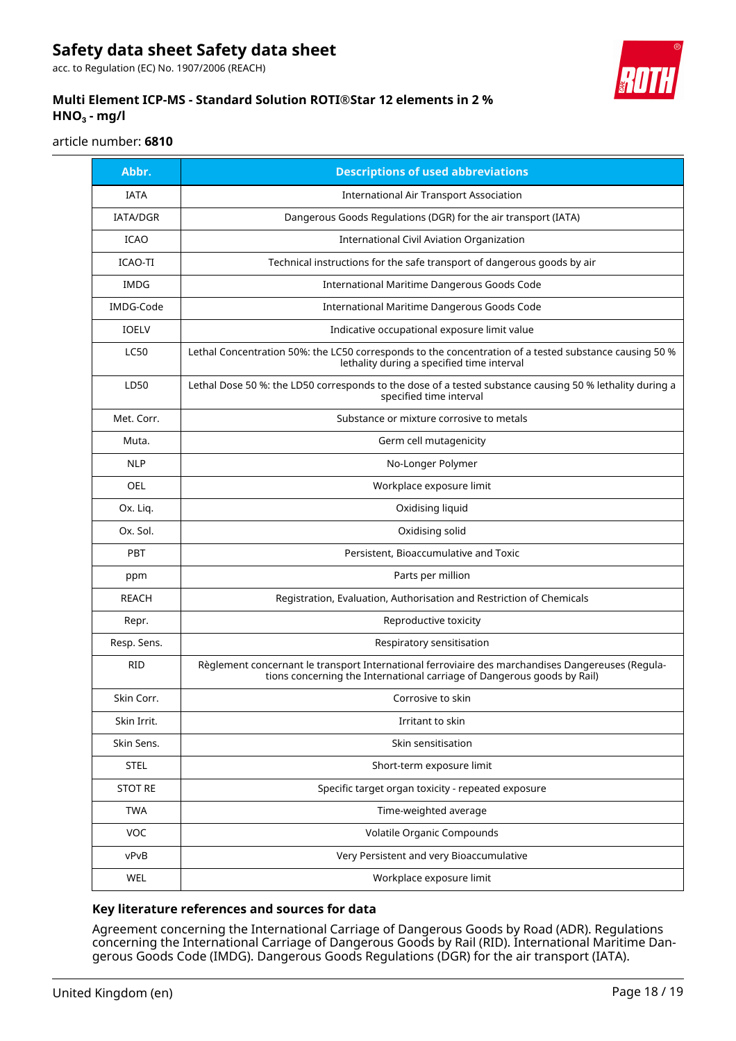| Abbr. | Descriptions of used abbreviations |
|---|---|
| IATA | International Air Transport Association |
| IATA/DGR | Dangerous Goods Regulations (DGR) for the air transport (IATA) |
| ICAO | International Civil Aviation Organization |
| ICAO-TI | Technical instructions for the safe transport of dangerous goods by air |
| IMDG | International Maritime Dangerous Goods Code |
| IMDG-Code | International Maritime Dangerous Goods Code |
| IOELV | Indicative occupational exposure limit value |
| LC50 | Lethal Concentration 50%: the LC50 corresponds to the concentration of a tested substance causing 50 % lethality during a specified time interval |
| LD50 | Lethal Dose 50 %: the LD50 corresponds to the dose of a tested substance causing 50 % lethality during a specified time interval |
| Met. Corr. | Substance or mixture corrosive to metals |
| Muta. | Germ cell mutagenicity |
| NLP | No-Longer Polymer |
| OEL | Workplace exposure limit |
| Ox. Liq. | Oxidising liquid |
| Ox. Sol. | Oxidising solid |
| PBT | Persistent, Bioaccumulative and Toxic |
| ppm | Parts per million |
| REACH | Registration, Evaluation, Authorisation and Restriction of Chemicals |
| Repr. | Reproductive toxicity |
| Resp. Sens. | Respiratory sensitisation |
| RID | Règlement concernant le transport International ferroviaire des marchandises Dangereuses (Regulations concerning the International carriage of Dangerous goods by Rail) |
| Skin Corr. | Corrosive to skin |
| Skin Irrit. | Irritant to skin |
| Skin Sens. | Skin sensitisation |
| STEL | Short-term exposure limit |
| STOT RE | Specific target organ toxicity - repeated exposure |
| TWA | Time-weighted average |
| VOC | Volatile Organic Compounds |
| vPvB | Very Persistent and very Bioaccumulative |
| WEL | Workplace exposure limit |

### Key literature references and sources for data

Agreement concerning the International Carriage of Dangerous Goods by Road (ADR). Regulations concerning the International Carriage of Dangerous Goods by Rail (RID). International Maritime Dangerous Goods Code (IMDG). Dangerous Goods Regulations (DGR) for the air transport (IATA).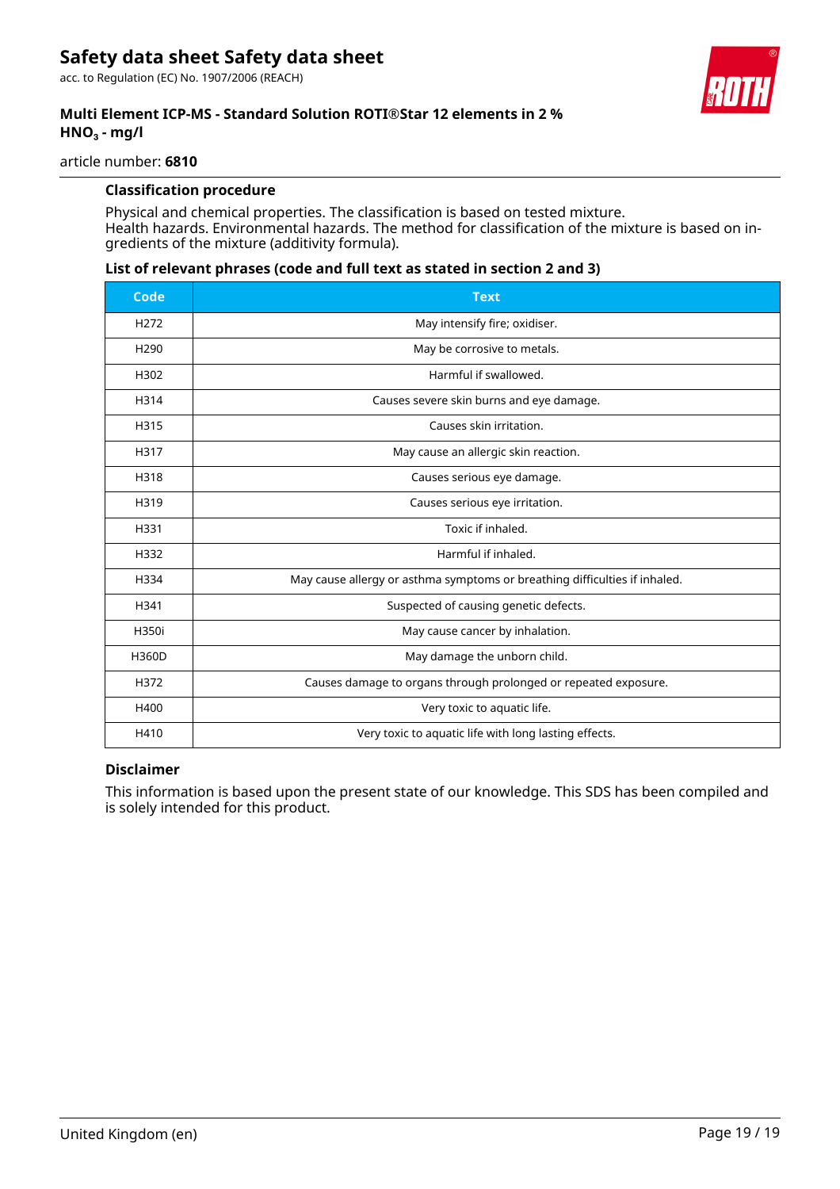### Classification procedure

Physical and chemical properties. The classification is based on tested mixture.
Health hazards. Environmental hazards. The method for classification of the mixture is based on ingredients of the mixture (additivity formula).

### List of relevant phrases (code and full text as stated in section 2 and 3)

| Code | Text |
|---|---|
| H272 | May intensify fire; oxidiser. |
| H290 | May be corrosive to metals. |
| H302 | Harmful if swallowed. |
| H314 | Causes severe skin burns and eye damage. |
| H315 | Causes skin irritation. |
| H317 | May cause an allergic skin reaction. |
| H318 | Causes serious eye damage. |
| H319 | Causes serious eye irritation. |
| H331 | Toxic if inhaled. |
| H332 | Harmful if inhaled. |
| H334 | May cause allergy or asthma symptoms or breathing difficulties if inhaled. |
| H341 | Suspected of causing genetic defects. |
| H350i | May cause cancer by inhalation. |
| H360D | May damage the unborn child. |
| H372 | Causes damage to organs through prolonged or repeated exposure. |
| H400 | Very toxic to aquatic life. |
| H410 | Very toxic to aquatic life with long lasting effects. |

### Disclaimer

This information is based upon the present state of our knowledge. This SDS has been compiled and is solely intended for this product.